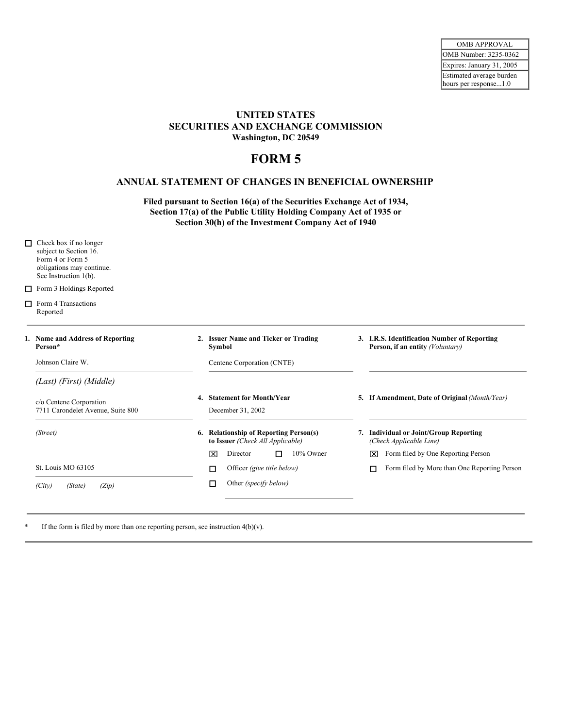| OMB APPROVAL |
|---|
| OMB Number: 3235-0362 |
| Expires: January 31, 2005 |
| Estimated average burden hours per response...1.0 |

# UNITED STATES
# SECURITIES AND EXCHANGE COMMISSION
**Washington, DC 20549**

# FORM 5

## ANNUAL STATEMENT OF CHANGES IN BENEFICIAL OWNERSHIP

**Filed pursuant to Section 16(a) of the Securities Exchange Act of 1934, Section 17(a) of the Public Utility Holding Company Act of 1935 or Section 30(h) of the Investment Company Act of 1940**

☐ Check box if no longer subject to Section 16. Form 4 or Form 5 obligations may continue. See Instruction 1(b).

☐ Form 3 Holdings Reported

☐ Form 4 Transactions Reported

**1. Name and Address of Reporting Person***

Johnson Claire W.

*(Last) (First) (Middle)*

c/o Centene Corporation
7711 Carondelet Avenue, Suite 800

*(Street)*

St. Louis MO 63105

*(City) (State) (Zip)*

**2. Issuer Name and Ticker or Trading Symbol**

Centene Corporation (CNTE)

**3. I.R.S. Identification Number of Reporting Person, if an entity** *(Voluntary)*

**4. Statement for Month/Year**

December 31, 2002

**5. If Amendment, Date of Original** *(Month/Year)*

**6. Relationship of Reporting Person(s) to Issuer** *(Check All Applicable)*

☒ Director ☐ 10% Owner

☐ Officer *(give title below)*

☐ Other *(specify below)*

**7. Individual or Joint/Group Reporting** *(Check Applicable Line)*

☒ Form filed by One Reporting Person

☐ Form filed by More than One Reporting Person

\* If the form is filed by more than one reporting person, see instruction 4(b)(v).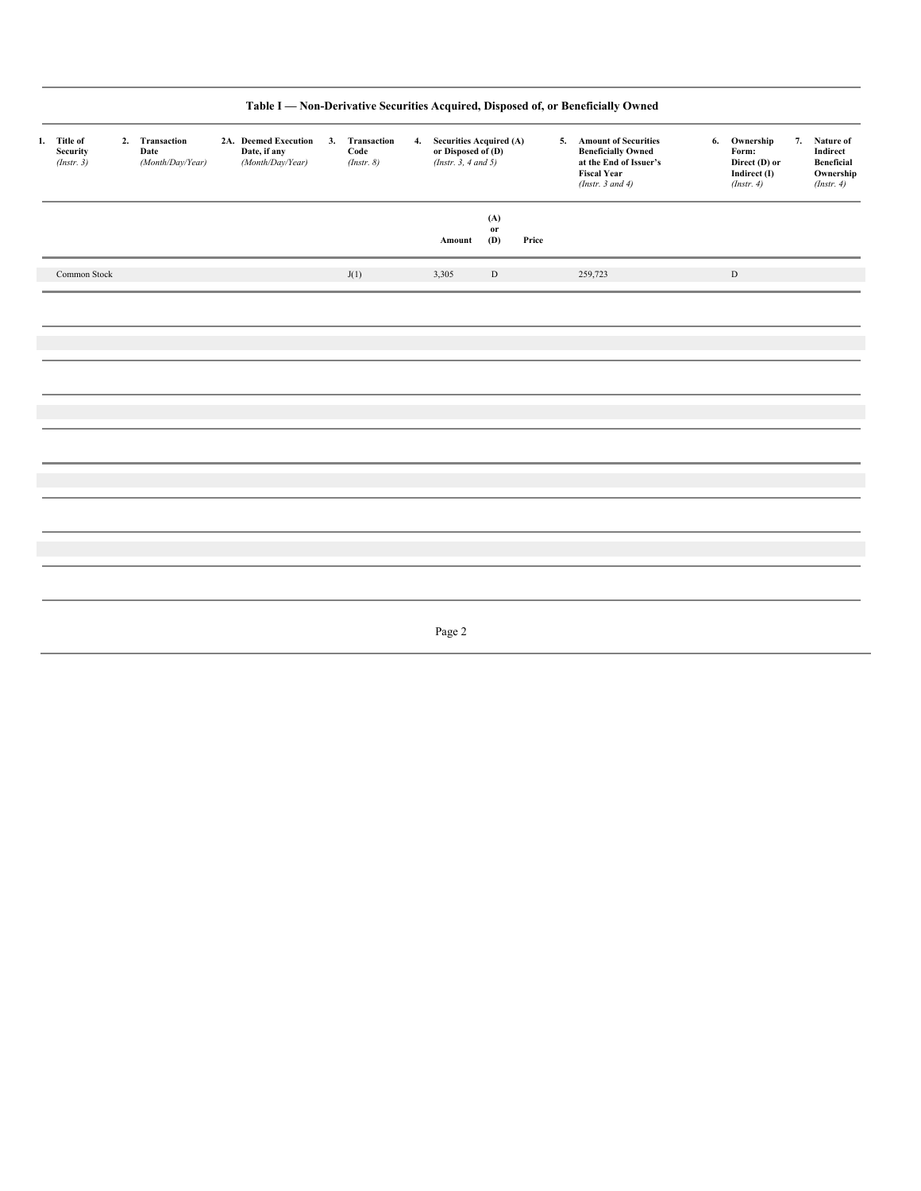## Table I — Non-Derivative Securities Acquired, Disposed of, or Beneficially Owned

| 1. Title of Security *(Instr. 3)* | 2. Transaction Date *(Month/Day/Year)* | 2A. Deemed Execution Date, if any *(Month/Day/Year)* | 3. Transaction Code *(Instr. 8)* | 4. Securities Acquired (A) or Disposed of (D) *(Instr. 3, 4 and 5)* | | | 5. Amount of Securities Beneficially Owned at the End of Issuer's Fiscal Year *(Instr. 3 and 4)* | 6. Ownership Form: Direct (D) or Indirect (I) *(Instr. 4)* | 7. Nature of Indirect Beneficial Ownership *(Instr. 4)* |
|---|---|---|---|---|---|---|---|---|---|
| | | | | Amount | (A) or (D) | Price | | | |
| Common Stock | | | J(1) | 3,305 | D | | 259,723 | D | |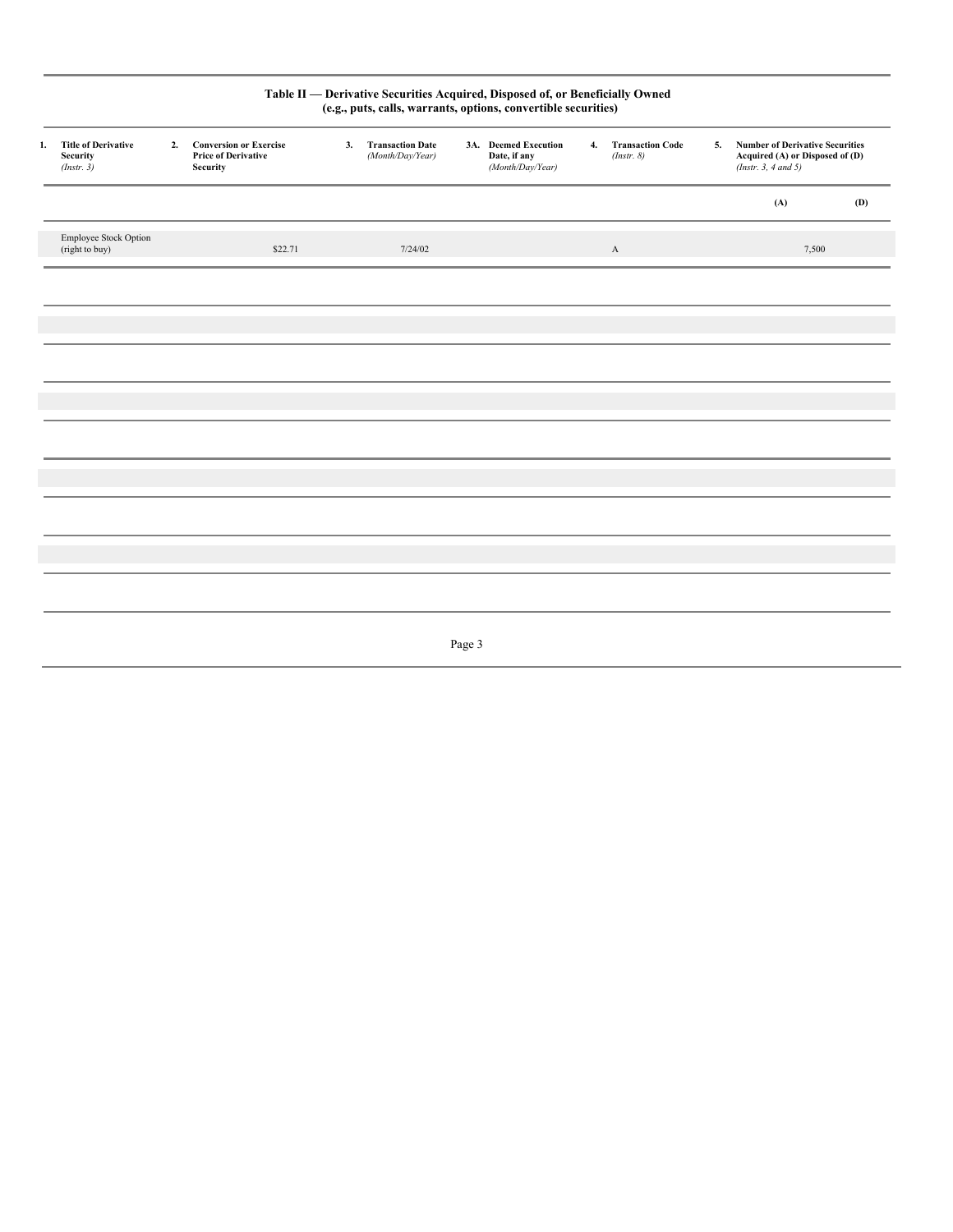**Table II — Derivative Securities Acquired, Disposed of, or Beneficially Owned**
**(e.g., puts, calls, warrants, options, convertible securities)**

| 1. Title of Derivative Security *(Instr. 3)* | 2. Conversion or Exercise Price of Derivative Security | 3. Transaction Date *(Month/Day/Year)* | 3A. Deemed Execution Date, if any *(Month/Day/Year)* | 4. Transaction Code *(Instr. 8)* | 5. Number of Derivative Securities Acquired (A) or Disposed of (D) *(Instr. 3, 4 and 5)* | |
|---|---|---|---|---|---|---|
| | | | | | (A) | (D) |
| Employee Stock Option (right to buy) | $22.71 | 7/24/02 | | A | 7,500 | |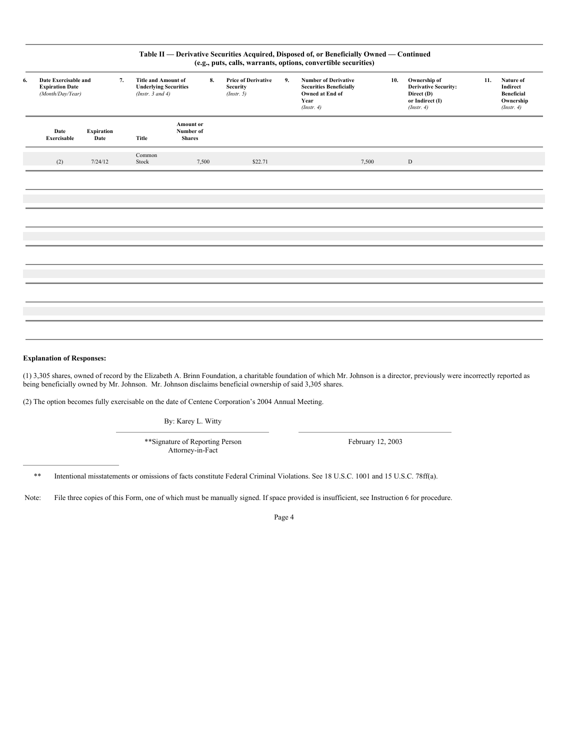**Table II — Derivative Securities Acquired, Disposed of, or Beneficially Owned — Continued**
**(e.g., puts, calls, warrants, options, convertible securities)**

| 6. Date Exercisable and Expiration Date *(Month/Day/Year)* | | 7. Title and Amount of Underlying Securities *(Instr. 3 and 4)* | | 8. Price of Derivative Security *(Instr. 5)* | 9. Number of Derivative Securities Beneficially Owned at End of Year *(Instr. 4)* | 10. Ownership of Derivative Security: Direct (D) or Indirect (I) *(Instr. 4)* | 11. Nature of Indirect Beneficial Ownership *(Instr. 4)* |
|---|---|---|---|---|---|---|---|
| Date Exercisable | Expiration Date | Title | Amount or Number of Shares | | | | |
| (2) | 7/24/12 | Common Stock | 7,500 | $22.71 | 7,500 | D | |

**Explanation of Responses:**

(1) 3,305 shares, owned of record by the Elizabeth A. Brinn Foundation, a charitable foundation of which Mr. Johnson is a director, previously were incorrectly reported as being beneficially owned by Mr. Johnson. Mr. Johnson disclaims beneficial ownership of said 3,305 shares.

(2) The option becomes fully exercisable on the date of Centene Corporation's 2004 Annual Meeting.

By: Karey L. Witty

**Signature of Reporting Person
Attorney-in-Fact

February 12, 2003

** Intentional misstatements or omissions of facts constitute Federal Criminal Violations. See 18 U.S.C. 1001 and 15 U.S.C. 78ff(a).

Note: File three copies of this Form, one of which must be manually signed. If space provided is insufficient, see Instruction 6 for procedure.